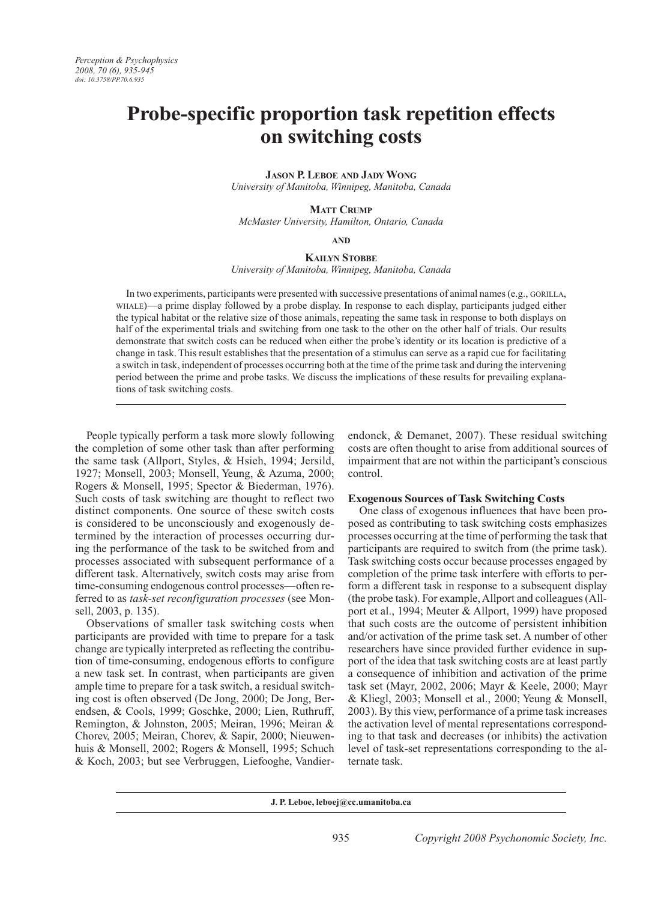# Probe-specific proportion task repetition effects on switching costs

**Jason P. Leboe and Jady Wong**
*University of Manitoba, Winnipeg, Manitoba, Canada*

**Matt Crump**
*McMaster University, Hamilton, Ontario, Canada*

**and**

**Kailyn Stobbe**
*University of Manitoba, Winnipeg, Manitoba, Canada*

In two experiments, participants were presented with successive presentations of animal names (e.g., GORILLA, WHALE)—a prime display followed by a probe display. In response to each display, participants judged either the typical habitat or the relative size of those animals, repeating the same task in response to both displays on half of the experimental trials and switching from one task to the other on the other half of trials. Our results demonstrate that switch costs can be reduced when either the probe's identity or its location is predictive of a change in task. This result establishes that the presentation of a stimulus can serve as a rapid cue for facilitating a switch in task, independent of processes occurring both at the time of the prime task and during the intervening period between the prime and probe tasks. We discuss the implications of these results for prevailing explanations of task switching costs.

People typically perform a task more slowly following the completion of some other task than after performing the same task (Allport, Styles, & Hsieh, 1994; Jersild, 1927; Monsell, 2003; Monsell, Yeung, & Azuma, 2000; Rogers & Monsell, 1995; Spector & Biederman, 1976). Such costs of task switching are thought to reflect two distinct components. One source of these switch costs is considered to be unconsciously and exogenously determined by the interaction of processes occurring during the performance of the task to be switched from and processes associated with subsequent performance of a different task. Alternatively, switch costs may arise from time-consuming endogenous control processes—often referred to as *task-set reconfiguration processes* (see Monsell, 2003, p. 135).

Observations of smaller task switching costs when participants are provided with time to prepare for a task change are typically interpreted as reflecting the contribution of time-consuming, endogenous efforts to configure a new task set. In contrast, when participants are given ample time to prepare for a task switch, a residual switching cost is often observed (De Jong, 2000; De Jong, Berendsen, & Cools, 1999; Goschke, 2000; Lien, Ruthruff, Remington, & Johnston, 2005; Meiran, 1996; Meiran & Chorev, 2005; Meiran, Chorev, & Sapir, 2000; Nieuwenhuis & Monsell, 2002; Rogers & Monsell, 1995; Schuch & Koch, 2003; but see Verbruggen, Liefooghe, Vandierendonck, & Demanet, 2007). These residual switching costs are often thought to arise from additional sources of impairment that are not within the participant's conscious control.

### Exogenous Sources of Task Switching Costs

One class of exogenous influences that have been proposed as contributing to task switching costs emphasizes processes occurring at the time of performing the task that participants are required to switch from (the prime task). Task switching costs occur because processes engaged by completion of the prime task interfere with efforts to perform a different task in response to a subsequent display (the probe task). For example, Allport and colleagues (Allport et al., 1994; Meuter & Allport, 1999) have proposed that such costs are the outcome of persistent inhibition and/or activation of the prime task set. A number of other researchers have since provided further evidence in support of the idea that task switching costs are at least partly a consequence of inhibition and activation of the prime task set (Mayr, 2002, 2006; Mayr & Keele, 2000; Mayr & Kliegl, 2003; Monsell et al., 2000; Yeung & Monsell, 2003). By this view, performance of a prime task increases the activation level of mental representations corresponding to that task and decreases (or inhibits) the activation level of task-set representations corresponding to the alternate task.

J. P. Leboe, leboej@cc.umanitoba.ca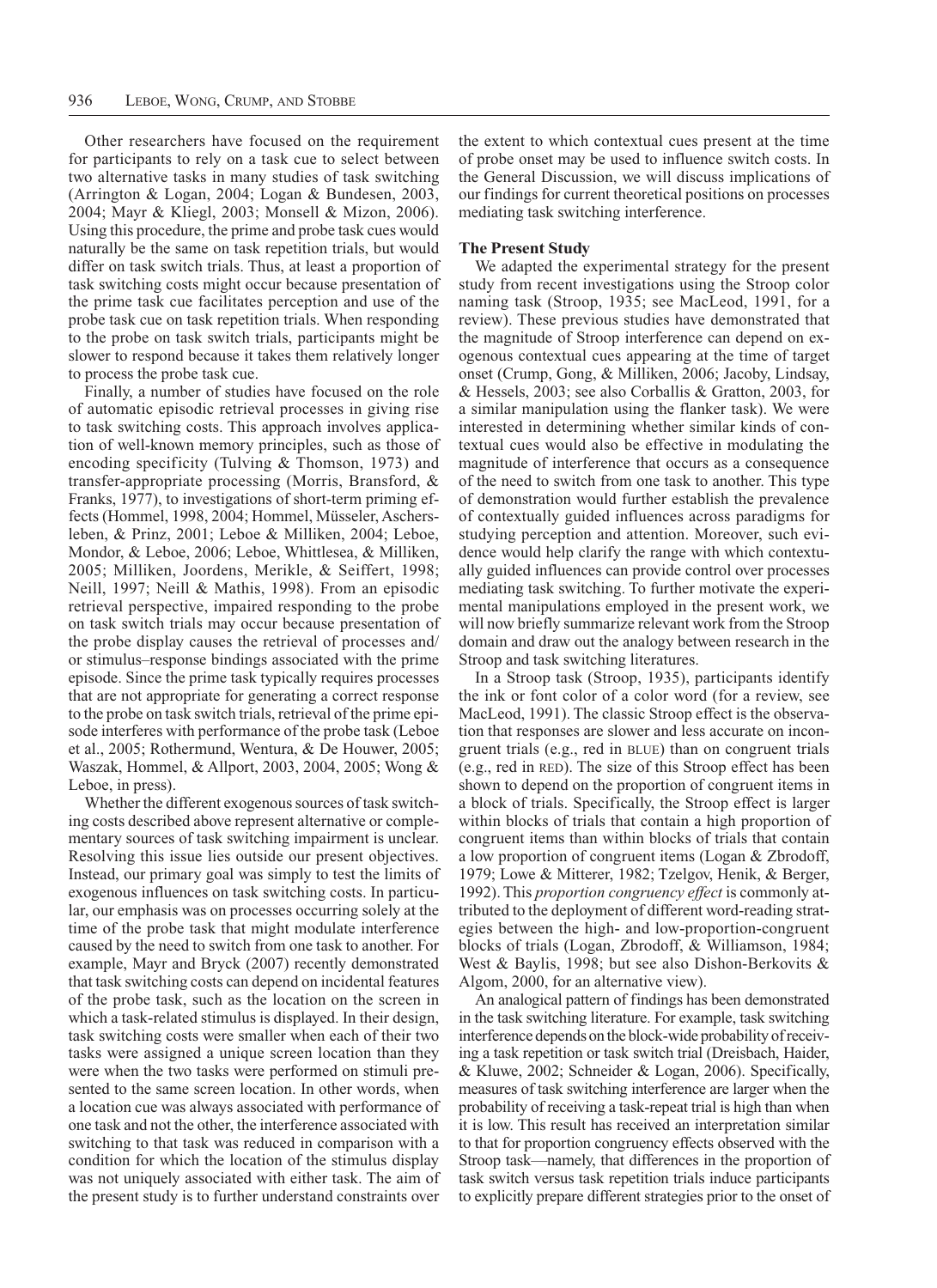Other researchers have focused on the requirement for participants to rely on a task cue to select between two alternative tasks in many studies of task switching (Arrington & Logan, 2004; Logan & Bundesen, 2003, 2004; Mayr & Kliegl, 2003; Monsell & Mizon, 2006). Using this procedure, the prime and probe task cues would naturally be the same on task repetition trials, but would differ on task switch trials. Thus, at least a proportion of task switching costs might occur because presentation of the prime task cue facilitates perception and use of the probe task cue on task repetition trials. When responding to the probe on task switch trials, participants might be slower to respond because it takes them relatively longer to process the probe task cue.

Finally, a number of studies have focused on the role of automatic episodic retrieval processes in giving rise to task switching costs. This approach involves application of well-known memory principles, such as those of encoding specificity (Tulving & Thomson, 1973) and transfer-appropriate processing (Morris, Bransford, & Franks, 1977), to investigations of short-term priming effects (Hommel, 1998, 2004; Hommel, Müsseler, Aschersleben, & Prinz, 2001; Leboe & Milliken, 2004; Leboe, Mondor, & Leboe, 2006; Leboe, Whittlesea, & Milliken, 2005; Milliken, Joordens, Merikle, & Seiffert, 1998; Neill, 1997; Neill & Mathis, 1998). From an episodic retrieval perspective, impaired responding to the probe on task switch trials may occur because presentation of the probe display causes the retrieval of processes and/or stimulus–response bindings associated with the prime episode. Since the prime task typically requires processes that are not appropriate for generating a correct response to the probe on task switch trials, retrieval of the prime episode interferes with performance of the probe task (Leboe et al., 2005; Rothermund, Wentura, & De Houwer, 2005; Waszak, Hommel, & Allport, 2003, 2004, 2005; Wong & Leboe, in press).

Whether the different exogenous sources of task switching costs described above represent alternative or complementary sources of task switching impairment is unclear. Resolving this issue lies outside our present objectives. Instead, our primary goal was simply to test the limits of exogenous influences on task switching costs. In particular, our emphasis was on processes occurring solely at the time of the probe task that might modulate interference caused by the need to switch from one task to another. For example, Mayr and Bryck (2007) recently demonstrated that task switching costs can depend on incidental features of the probe task, such as the location on the screen in which a task-related stimulus is displayed. In their design, task switching costs were smaller when each of their two tasks were assigned a unique screen location than they were when the two tasks were performed on stimuli presented to the same screen location. In other words, when a location cue was always associated with performance of one task and not the other, the interference associated with switching to that task was reduced in comparison with a condition for which the location of the stimulus display was not uniquely associated with either task. The aim of the present study is to further understand constraints over the extent to which contextual cues present at the time of probe onset may be used to influence switch costs. In the General Discussion, we will discuss implications of our findings for current theoretical positions on processes mediating task switching interference.

### The Present Study

We adapted the experimental strategy for the present study from recent investigations using the Stroop color naming task (Stroop, 1935; see MacLeod, 1991, for a review). These previous studies have demonstrated that the magnitude of Stroop interference can depend on exogenous contextual cues appearing at the time of target onset (Crump, Gong, & Milliken, 2006; Jacoby, Lindsay, & Hessels, 2003; see also Corballis & Gratton, 2003, for a similar manipulation using the flanker task). We were interested in determining whether similar kinds of contextual cues would also be effective in modulating the magnitude of interference that occurs as a consequence of the need to switch from one task to another. This type of demonstration would further establish the prevalence of contextually guided influences across paradigms for studying perception and attention. Moreover, such evidence would help clarify the range with which contextually guided influences can provide control over processes mediating task switching. To further motivate the experimental manipulations employed in the present work, we will now briefly summarize relevant work from the Stroop domain and draw out the analogy between research in the Stroop and task switching literatures.

In a Stroop task (Stroop, 1935), participants identify the ink or font color of a color word (for a review, see MacLeod, 1991). The classic Stroop effect is the observation that responses are slower and less accurate on incongruent trials (e.g., red in BLUE) than on congruent trials (e.g., red in RED). The size of this Stroop effect has been shown to depend on the proportion of congruent items in a block of trials. Specifically, the Stroop effect is larger within blocks of trials that contain a high proportion of congruent items than within blocks of trials that contain a low proportion of congruent items (Logan & Zbrodoff, 1979; Lowe & Mitterer, 1982; Tzelgov, Henik, & Berger, 1992). This *proportion congruency effect* is commonly attributed to the deployment of different word-reading strategies between the high- and low-proportion-congruent blocks of trials (Logan, Zbrodoff, & Williamson, 1984; West & Baylis, 1998; but see also Dishon-Berkovits & Algom, 2000, for an alternative view).

An analogical pattern of findings has been demonstrated in the task switching literature. For example, task switching interference depends on the block-wide probability of receiving a task repetition or task switch trial (Dreisbach, Haider, & Kluwe, 2002; Schneider & Logan, 2006). Specifically, measures of task switching interference are larger when the probability of receiving a task-repeat trial is high than when it is low. This result has received an interpretation similar to that for proportion congruency effects observed with the Stroop task—namely, that differences in the proportion of task switch versus task repetition trials induce participants to explicitly prepare different strategies prior to the onset of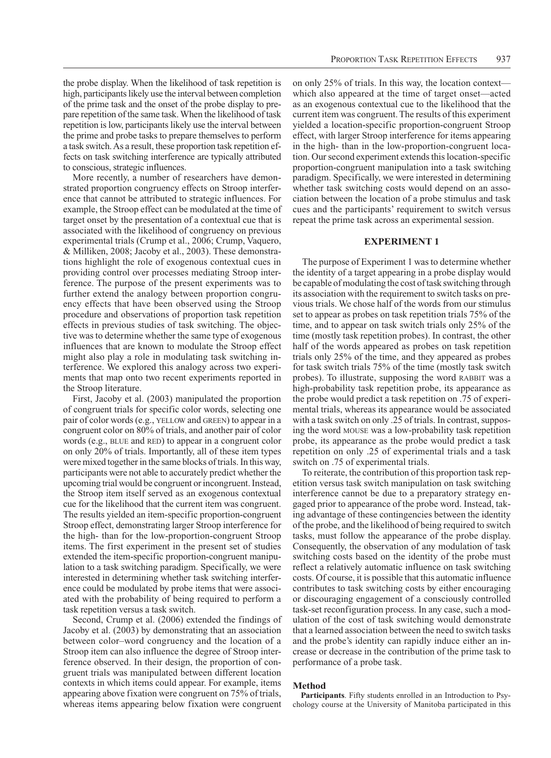the probe display. When the likelihood of task repetition is high, participants likely use the interval between completion of the prime task and the onset of the probe display to prepare repetition of the same task. When the likelihood of task repetition is low, participants likely use the interval between the prime and probe tasks to prepare themselves to perform a task switch. As a result, these proportion task repetition effects on task switching interference are typically attributed to conscious, strategic influences.

More recently, a number of researchers have demonstrated proportion congruency effects on Stroop interference that cannot be attributed to strategic influences. For example, the Stroop effect can be modulated at the time of target onset by the presentation of a contextual cue that is associated with the likelihood of congruency on previous experimental trials (Crump et al., 2006; Crump, Vaquero, & Milliken, 2008; Jacoby et al., 2003). These demonstrations highlight the role of exogenous contextual cues in providing control over processes mediating Stroop interference. The purpose of the present experiments was to further extend the analogy between proportion congruency effects that have been observed using the Stroop procedure and observations of proportion task repetition effects in previous studies of task switching. The objective was to determine whether the same type of exogenous influences that are known to modulate the Stroop effect might also play a role in modulating task switching interference. We explored this analogy across two experiments that map onto two recent experiments reported in the Stroop literature.

First, Jacoby et al. (2003) manipulated the proportion of congruent trials for specific color words, selecting one pair of color words (e.g., YELLOW and GREEN) to appear in a congruent color on 80% of trials, and another pair of color words (e.g., BLUE and RED) to appear in a congruent color on only 20% of trials. Importantly, all of these item types were mixed together in the same blocks of trials. In this way, participants were not able to accurately predict whether the upcoming trial would be congruent or incongruent. Instead, the Stroop item itself served as an exogenous contextual cue for the likelihood that the current item was congruent. The results yielded an item-specific proportion-congruent Stroop effect, demonstrating larger Stroop interference for the high- than for the low-proportion-congruent Stroop items. The first experiment in the present set of studies extended the item-specific proportion-congruent manipulation to a task switching paradigm. Specifically, we were interested in determining whether task switching interference could be modulated by probe items that were associated with the probability of being required to perform a task repetition versus a task switch.

Second, Crump et al. (2006) extended the findings of Jacoby et al. (2003) by demonstrating that an association between color–word congruency and the location of a Stroop item can also influence the degree of Stroop interference observed. In their design, the proportion of congruent trials was manipulated between different location contexts in which items could appear. For example, items appearing above fixation were congruent on 75% of trials, whereas items appearing below fixation were congruent on only 25% of trials. In this way, the location context—which also appeared at the time of target onset—acted as an exogenous contextual cue to the likelihood that the current item was congruent. The results of this experiment yielded a location-specific proportion-congruent Stroop effect, with larger Stroop interference for items appearing in the high- than in the low-proportion-congruent location. Our second experiment extends this location-specific proportion-congruent manipulation into a task switching paradigm. Specifically, we were interested in determining whether task switching costs would depend on an association between the location of a probe stimulus and task cues and the participants' requirement to switch versus repeat the prime task across an experimental session.

## EXPERIMENT 1

The purpose of Experiment 1 was to determine whether the identity of a target appearing in a probe display would be capable of modulating the cost of task switching through its association with the requirement to switch tasks on previous trials. We chose half of the words from our stimulus set to appear as probes on task repetition trials 75% of the time, and to appear on task switch trials only 25% of the time (mostly task repetition probes). In contrast, the other half of the words appeared as probes on task repetition trials only 25% of the time, and they appeared as probes for task switch trials 75% of the time (mostly task switch probes). To illustrate, supposing the word RABBIT was a high-probability task repetition probe, its appearance as the probe would predict a task repetition on .75 of experimental trials, whereas its appearance would be associated with a task switch on only .25 of trials. In contrast, supposing the word MOUSE was a low-probability task repetition probe, its appearance as the probe would predict a task repetition on only .25 of experimental trials and a task switch on .75 of experimental trials.

To reiterate, the contribution of this proportion task repetition versus task switch manipulation on task switching interference cannot be due to a preparatory strategy engaged prior to appearance of the probe word. Instead, taking advantage of these contingencies between the identity of the probe, and the likelihood of being required to switch tasks, must follow the appearance of the probe display. Consequently, the observation of any modulation of task switching costs based on the identity of the probe must reflect a relatively automatic influence on task switching costs. Of course, it is possible that this automatic influence contributes to task switching costs by either encouraging or discouraging engagement of a consciously controlled task-set reconfiguration process. In any case, such a modulation of the cost of task switching would demonstrate that a learned association between the need to switch tasks and the probe's identity can rapidly induce either an increase or decrease in the contribution of the prime task to performance of a probe task.

### Method

**Participants**. Fifty students enrolled in an Introduction to Psychology course at the University of Manitoba participated in this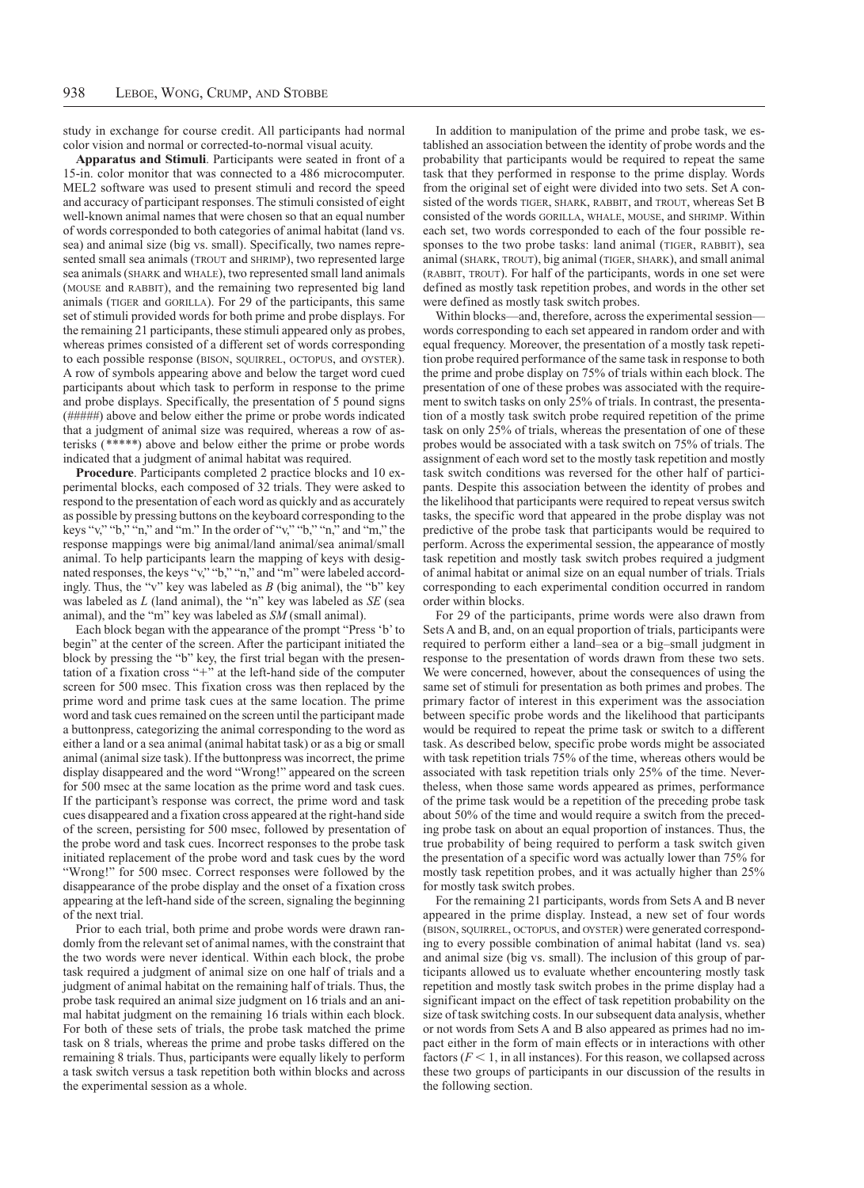study in exchange for course credit. All participants had normal color vision and normal or corrected-to-normal visual acuity.

**Apparatus and Stimuli**. Participants were seated in front of a 15-in. color monitor that was connected to a 486 microcomputer. MEL2 software was used to present stimuli and record the speed and accuracy of participant responses. The stimuli consisted of eight well-known animal names that were chosen so that an equal number of words corresponded to both categories of animal habitat (land vs. sea) and animal size (big vs. small). Specifically, two names represented small sea animals (TROUT and SHRIMP), two represented large sea animals (SHARK and WHALE), two represented small land animals (MOUSE and RABBIT), and the remaining two represented big land animals (TIGER and GORILLA). For 29 of the participants, this same set of stimuli provided words for both prime and probe displays. For the remaining 21 participants, these stimuli appeared only as probes, whereas primes consisted of a different set of words corresponding to each possible response (BISON, SQUIRREL, OCTOPUS, and OYSTER). A row of symbols appearing above and below the target word cued participants about which task to perform in response to the prime and probe displays. Specifically, the presentation of 5 pound signs (#####) above and below either the prime or probe words indicated that a judgment of animal size was required, whereas a row of asterisks (*****) above and below either the prime or probe words indicated that a judgment of animal habitat was required.

**Procedure**. Participants completed 2 practice blocks and 10 experimental blocks, each composed of 32 trials. They were asked to respond to the presentation of each word as quickly and as accurately as possible by pressing buttons on the keyboard corresponding to the keys "v," "b," "n," and "m." In the order of "v," "b," "n," and "m," the response mappings were big animal/land animal/sea animal/small animal. To help participants learn the mapping of keys with designated responses, the keys "v," "b," "n," and "m" were labeled accordingly. Thus, the "v" key was labeled as *B* (big animal), the "b" key was labeled as *L* (land animal), the "n" key was labeled as *SE* (sea animal), and the "m" key was labeled as *SM* (small animal).

Each block began with the appearance of the prompt "Press 'b' to begin" at the center of the screen. After the participant initiated the block by pressing the "b" key, the first trial began with the presentation of a fixation cross "+" at the left-hand side of the computer screen for 500 msec. This fixation cross was then replaced by the prime word and prime task cues at the same location. The prime word and task cues remained on the screen until the participant made a buttonpress, categorizing the animal corresponding to the word as either a land or a sea animal (animal habitat task) or as a big or small animal (animal size task). If the buttonpress was incorrect, the prime display disappeared and the word "Wrong!" appeared on the screen for 500 msec at the same location as the prime word and task cues. If the participant's response was correct, the prime word and task cues disappeared and a fixation cross appeared at the right-hand side of the screen, persisting for 500 msec, followed by presentation of the probe word and task cues. Incorrect responses to the probe task initiated replacement of the probe word and task cues by the word "Wrong!" for 500 msec. Correct responses were followed by the disappearance of the probe display and the onset of a fixation cross appearing at the left-hand side of the screen, signaling the beginning of the next trial.

Prior to each trial, both prime and probe words were drawn randomly from the relevant set of animal names, with the constraint that the two words were never identical. Within each block, the probe task required a judgment of animal size on one half of trials and a judgment of animal habitat on the remaining half of trials. Thus, the probe task required an animal size judgment on 16 trials and an animal habitat judgment on the remaining 16 trials within each block. For both of these sets of trials, the probe task matched the prime task on 8 trials, whereas the prime and probe tasks differed on the remaining 8 trials. Thus, participants were equally likely to perform a task switch versus a task repetition both within blocks and across the experimental session as a whole.

In addition to manipulation of the prime and probe task, we established an association between the identity of probe words and the probability that participants would be required to repeat the same task that they performed in response to the prime display. Words from the original set of eight were divided into two sets. Set A consisted of the words TIGER, SHARK, RABBIT, and TROUT, whereas Set B consisted of the words GORILLA, WHALE, MOUSE, and SHRIMP. Within each set, two words corresponded to each of the four possible responses to the two probe tasks: land animal (TIGER, RABBIT), sea animal (SHARK, TROUT), big animal (TIGER, SHARK), and small animal (RABBIT, TROUT). For half of the participants, words in one set were defined as mostly task repetition probes, and words in the other set were defined as mostly task switch probes.

Within blocks—and, therefore, across the experimental session—words corresponding to each set appeared in random order and with equal frequency. Moreover, the presentation of a mostly task repetition probe required performance of the same task in response to both the prime and probe display on 75% of trials within each block. The presentation of one of these probes was associated with the requirement to switch tasks on only 25% of trials. In contrast, the presentation of a mostly task switch probe required repetition of the prime task on only 25% of trials, whereas the presentation of one of these probes would be associated with a task switch on 75% of trials. The assignment of each word set to the mostly task repetition and mostly task switch conditions was reversed for the other half of participants. Despite this association between the identity of probes and the likelihood that participants were required to repeat versus switch tasks, the specific word that appeared in the probe display was not predictive of the probe task that participants would be required to perform. Across the experimental session, the appearance of mostly task repetition and mostly task switch probes required a judgment of animal habitat or animal size on an equal number of trials. Trials corresponding to each experimental condition occurred in random order within blocks.

For 29 of the participants, prime words were also drawn from Sets A and B, and, on an equal proportion of trials, participants were required to perform either a land–sea or a big–small judgment in response to the presentation of words drawn from these two sets. We were concerned, however, about the consequences of using the same set of stimuli for presentation as both primes and probes. The primary factor of interest in this experiment was the association between specific probe words and the likelihood that participants would be required to repeat the prime task or switch to a different task. As described below, specific probe words might be associated with task repetition trials 75% of the time, whereas others would be associated with task repetition trials only 25% of the time. Nevertheless, when those same words appeared as primes, performance of the prime task would be a repetition of the preceding probe task about 50% of the time and would require a switch from the preceding probe task on about an equal proportion of instances. Thus, the true probability of being required to perform a task switch given the presentation of a specific word was actually lower than 75% for mostly task repetition probes, and it was actually higher than 25% for mostly task switch probes.

For the remaining 21 participants, words from Sets A and B never appeared in the prime display. Instead, a new set of four words (BISON, SQUIRREL, OCTOPUS, and OYSTER) were generated corresponding to every possible combination of animal habitat (land vs. sea) and animal size (big vs. small). The inclusion of this group of participants allowed us to evaluate whether encountering mostly task repetition and mostly task switch probes in the prime display had a significant impact on the effect of task repetition probability on the size of task switching costs. In our subsequent data analysis, whether or not words from Sets A and B also appeared as primes had no impact either in the form of main effects or in interactions with other factors ($F < 1$, in all instances). For this reason, we collapsed across these two groups of participants in our discussion of the results in the following section.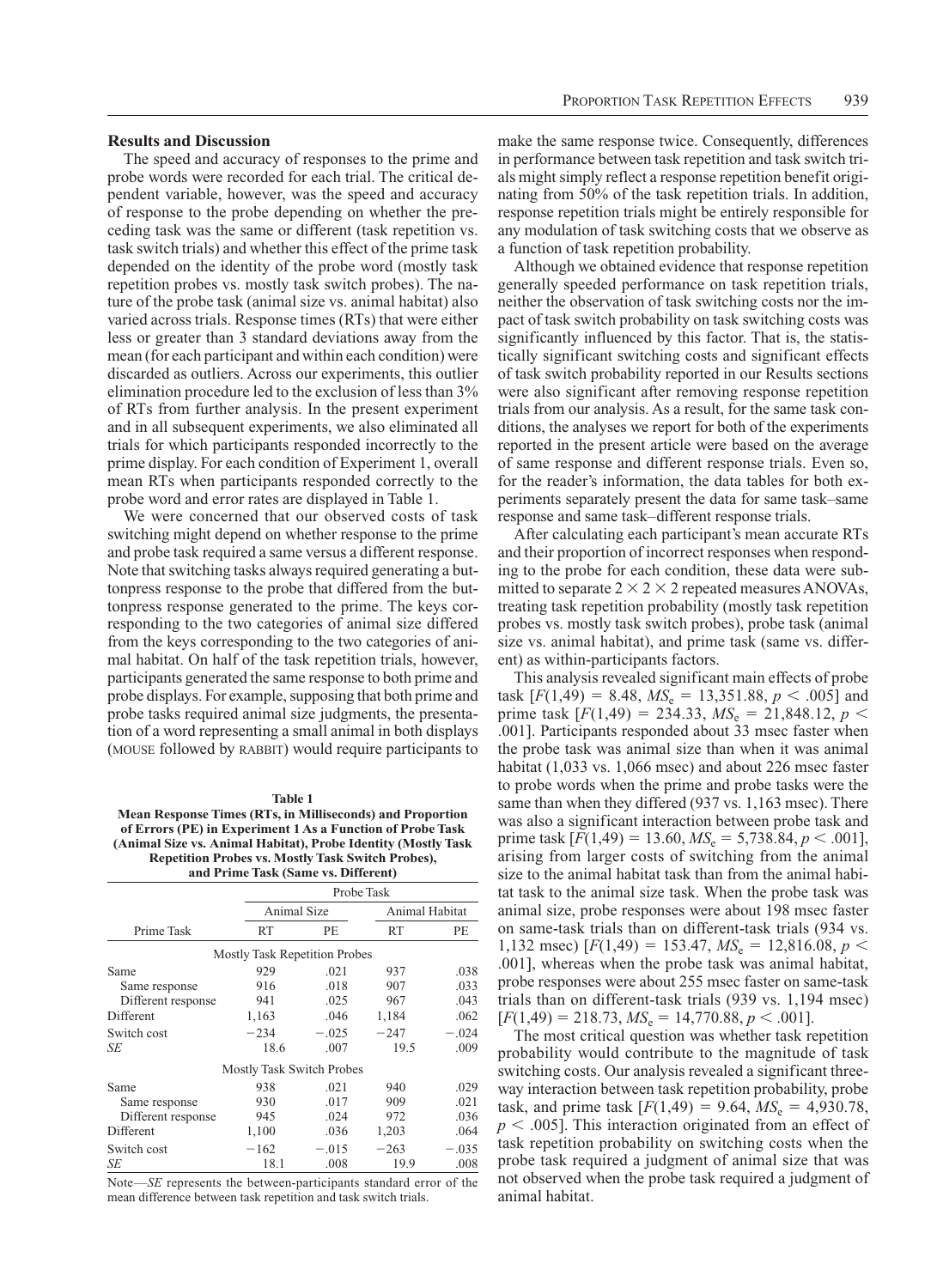### Results and Discussion

The speed and accuracy of responses to the prime and probe words were recorded for each trial. The critical dependent variable, however, was the speed and accuracy of response to the probe depending on whether the preceding task was the same or different (task repetition vs. task switch trials) and whether this effect of the prime task depended on the identity of the probe word (mostly task repetition probes vs. mostly task switch probes). The nature of the probe task (animal size vs. animal habitat) also varied across trials. Response times (RTs) that were either less or greater than 3 standard deviations away from the mean (for each participant and within each condition) were discarded as outliers. Across our experiments, this outlier elimination procedure led to the exclusion of less than 3% of RTs from further analysis. In the present experiment and in all subsequent experiments, we also eliminated all trials for which participants responded incorrectly to the prime display. For each condition of Experiment 1, overall mean RTs when participants responded correctly to the probe word and error rates are displayed in Table 1.

We were concerned that our observed costs of task switching might depend on whether response to the prime and probe task required a same versus a different response. Note that switching tasks always required generating a buttonpress response to the probe that differed from the buttonpress response generated to the prime. The keys corresponding to the two categories of animal size differed from the keys corresponding to the two categories of animal habitat. On half of the task repetition trials, however, participants generated the same response to both prime and probe displays. For example, supposing that both prime and probe tasks required animal size judgments, the presentation of a word representing a small animal in both displays (MOUSE followed by RABBIT) would require participants to make the same response twice. Consequently, differences in performance between task repetition and task switch trials might simply reflect a response repetition benefit originating from 50% of the task repetition trials. In addition, response repetition trials might be entirely responsible for any modulation of task switching costs that we observe as a function of task repetition probability.

**Table 1**
**Mean Response Times (RTs, in Milliseconds) and Proportion of Errors (PE) in Experiment 1 As a Function of Probe Task (Animal Size vs. Animal Habitat), Probe Identity (Mostly Task Repetition Probes vs. Mostly Task Switch Probes), and Prime Task (Same vs. Different)**

| | Probe Task | | | |
|---|---|---|---|---|
| | Animal Size | | Animal Habitat | |
| Prime Task | RT | PE | RT | PE |
| **Mostly Task Repetition Probes** | | | | |
| Same | 929 | .021 | 937 | .038 |
| Same response | 916 | .018 | 907 | .033 |
| Different response | 941 | .025 | 967 | .043 |
| Different | 1,163 | .046 | 1,184 | .062 |
| Switch cost | −234 | −.025 | −247 | −.024 |
| *SE* | 18.6 | .007 | 19.5 | .009 |
| **Mostly Task Switch Probes** | | | | |
| Same | 938 | .021 | 940 | .029 |
| Same response | 930 | .017 | 909 | .021 |
| Different response | 945 | .024 | 972 | .036 |
| Different | 1,100 | .036 | 1,203 | .064 |
| Switch cost | −162 | −.015 | −263 | −.035 |
| *SE* | 18.1 | .008 | 19.9 | .008 |

Note—*SE* represents the between-participants standard error of the mean difference between task repetition and task switch trials.

Although we obtained evidence that response repetition generally speeded performance on task repetition trials, neither the observation of task switching costs nor the impact of task switch probability on task switching costs was significantly influenced by this factor. That is, the statistically significant switching costs and significant effects of task switch probability reported in our Results sections were also significant after removing response repetition trials from our analysis. As a result, for the same task conditions, the analyses we report for both of the experiments reported in the present article were based on the average of same response and different response trials. Even so, for the reader's information, the data tables for both experiments separately present the data for same task–same response and same task–different response trials.

After calculating each participant's mean accurate RTs and their proportion of incorrect responses when responding to the probe for each condition, these data were submitted to separate $2 \times 2 \times 2$ repeated measures ANOVAs, treating task repetition probability (mostly task repetition probes vs. mostly task switch probes), probe task (animal size vs. animal habitat), and prime task (same vs. different) as within-participants factors.

This analysis revealed significant main effects of probe task [$F(1,49) = 8.48$, $MS_e = 13,351.88$, $p < .005$] and prime task [$F(1,49) = 234.33$, $MS_e = 21,848.12$, $p < .001$]. Participants responded about 33 msec faster when the probe task was animal size than when it was animal habitat (1,033 vs. 1,066 msec) and about 226 msec faster to probe words when the prime and probe tasks were the same than when they differed (937 vs. 1,163 msec). There was also a significant interaction between probe task and prime task [$F(1,49) = 13.60$, $MS_e = 5,738.84$, $p < .001$], arising from larger costs of switching from the animal size to the animal habitat task than from the animal habitat task to the animal size task. When the probe task was animal size, probe responses were about 198 msec faster on same-task trials than on different-task trials (934 vs. 1,132 msec) [$F(1,49) = 153.47$, $MS_e = 12,816.08$, $p < .001$], whereas when the probe task was animal habitat, probe responses were about 255 msec faster on same-task trials than on different-task trials (939 vs. 1,194 msec) [$F(1,49) = 218.73$, $MS_e = 14,770.88$, $p < .001$].

The most critical question was whether task repetition probability would contribute to the magnitude of task switching costs. Our analysis revealed a significant three-way interaction between task repetition probability, probe task, and prime task [$F(1,49) = 9.64$, $MS_e = 4,930.78$, $p < .005$]. This interaction originated from an effect of task repetition probability on switching costs when the probe task required a judgment of animal size that was not observed when the probe task required a judgment of animal habitat.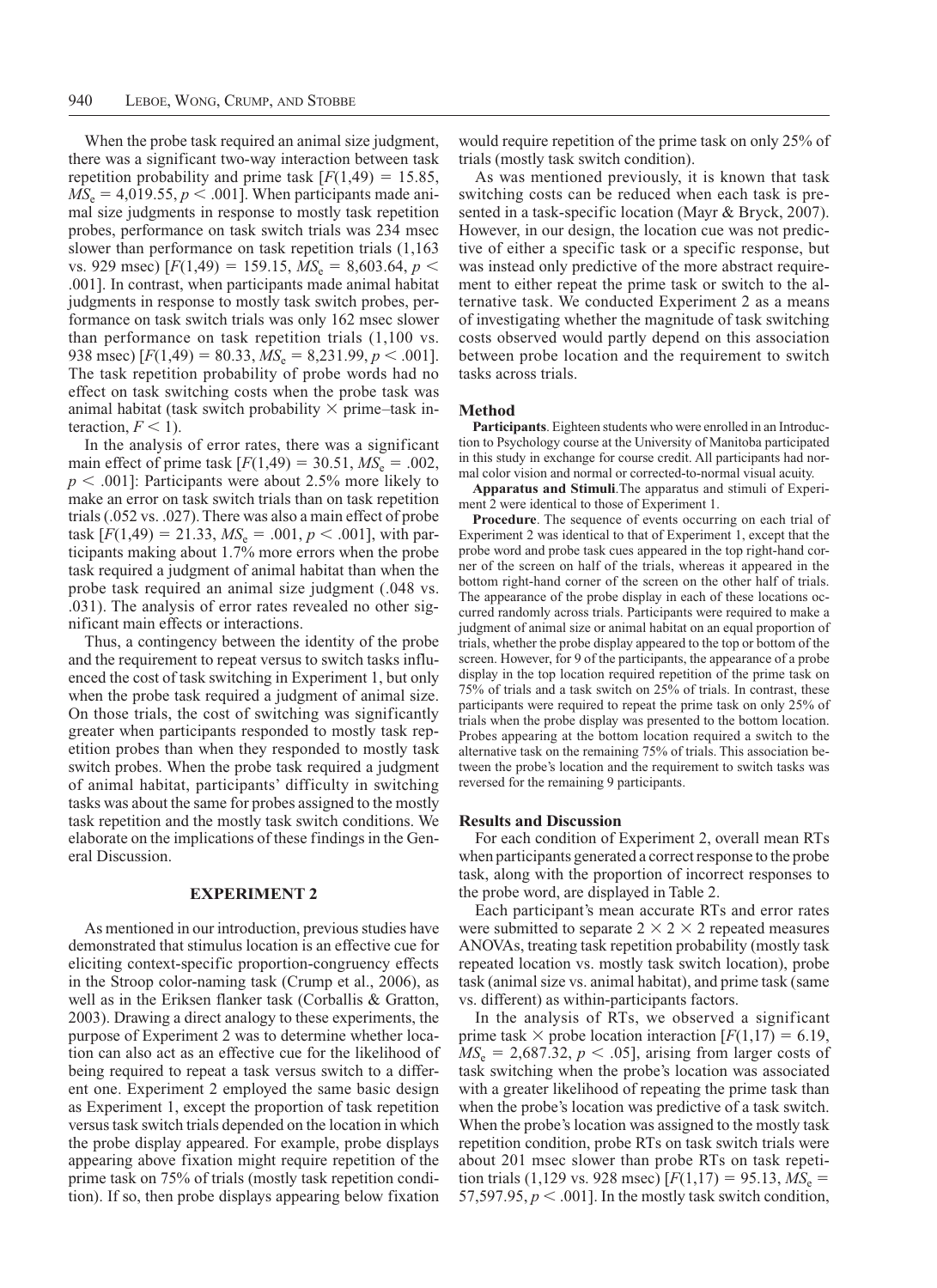When the probe task required an animal size judgment, there was a significant two-way interaction between task repetition probability and prime task [$F(1,49) = 15.85$, $MS_e = 4{,}019.55$, $p < .001$]. When participants made animal size judgments in response to mostly task repetition probes, performance on task switch trials was 234 msec slower than performance on task repetition trials (1,163 vs. 929 msec) [$F(1,49) = 159.15$, $MS_e = 8{,}603.64$, $p < .001$]. In contrast, when participants made animal habitat judgments in response to mostly task switch probes, performance on task switch trials was only 162 msec slower than performance on task repetition trials (1,100 vs. 938 msec) [$F(1,49) = 80.33$, $MS_e = 8{,}231.99$, $p < .001$]. The task repetition probability of probe words had no effect on task switching costs when the probe task was animal habitat (task switch probability × prime–task interaction, $F < 1$).

In the analysis of error rates, there was a significant main effect of prime task [$F(1,49) = 30.51$, $MS_e = .002$, $p < .001$]: Participants were about 2.5% more likely to make an error on task switch trials than on task repetition trials (.052 vs. .027). There was also a main effect of probe task [$F(1,49) = 21.33$, $MS_e = .001$, $p < .001$], with participants making about 1.7% more errors when the probe task required a judgment of animal habitat than when the probe task required an animal size judgment (.048 vs. .031). The analysis of error rates revealed no other significant main effects or interactions.

Thus, a contingency between the identity of the probe and the requirement to repeat versus to switch tasks influenced the cost of task switching in Experiment 1, but only when the probe task required a judgment of animal size. On those trials, the cost of switching was significantly greater when participants responded to mostly task repetition probes than when they responded to mostly task switch probes. When the probe task required a judgment of animal habitat, participants' difficulty in switching tasks was about the same for probes assigned to the mostly task repetition and the mostly task switch conditions. We elaborate on the implications of these findings in the General Discussion.

## EXPERIMENT 2

As mentioned in our introduction, previous studies have demonstrated that stimulus location is an effective cue for eliciting context-specific proportion-congruency effects in the Stroop color-naming task (Crump et al., 2006), as well as in the Eriksen flanker task (Corballis & Gratton, 2003). Drawing a direct analogy to these experiments, the purpose of Experiment 2 was to determine whether location can also act as an effective cue for the likelihood of being required to repeat a task versus switch to a different one. Experiment 2 employed the same basic design as Experiment 1, except the proportion of task repetition versus task switch trials depended on the location in which the probe display appeared. For example, probe displays appearing above fixation might require repetition of the prime task on 75% of trials (mostly task repetition condition). If so, then probe displays appearing below fixation would require repetition of the prime task on only 25% of trials (mostly task switch condition).

As was mentioned previously, it is known that task switching costs can be reduced when each task is presented in a task-specific location (Mayr & Bryck, 2007). However, in our design, the location cue was not predictive of either a specific task or a specific response, but was instead only predictive of the more abstract requirement to either repeat the prime task or switch to the alternative task. We conducted Experiment 2 as a means of investigating whether the magnitude of task switching costs observed would partly depend on this association between probe location and the requirement to switch tasks across trials.

### Method

**Participants**. Eighteen students who were enrolled in an Introduction to Psychology course at the University of Manitoba participated in this study in exchange for course credit. All participants had normal color vision and normal or corrected-to-normal visual acuity.

**Apparatus and Stimuli**. The apparatus and stimuli of Experiment 2 were identical to those of Experiment 1.

**Procedure**. The sequence of events occurring on each trial of Experiment 2 was identical to that of Experiment 1, except that the probe word and probe task cues appeared in the top right-hand corner of the screen on half of the trials, whereas it appeared in the bottom right-hand corner of the screen on the other half of trials. The appearance of the probe display in each of these locations occurred randomly across trials. Participants were required to make a judgment of animal size or animal habitat on an equal proportion of trials, whether the probe display appeared to the top or bottom of the screen. However, for 9 of the participants, the appearance of a probe display in the top location required repetition of the prime task on 75% of trials and a task switch on 25% of trials. In contrast, these participants were required to repeat the prime task on only 25% of trials when the probe display was presented to the bottom location. Probes appearing at the bottom location required a switch to the alternative task on the remaining 75% of trials. This association between the probe's location and the requirement to switch tasks was reversed for the remaining 9 participants.

### Results and Discussion

For each condition of Experiment 2, overall mean RTs when participants generated a correct response to the probe task, along with the proportion of incorrect responses to the probe word, are displayed in Table 2.

Each participant's mean accurate RTs and error rates were submitted to separate 2 × 2 × 2 repeated measures ANOVAs, treating task repetition probability (mostly task repeated location vs. mostly task switch location), probe task (animal size vs. animal habitat), and prime task (same vs. different) as within-participants factors.

In the analysis of RTs, we observed a significant prime task × probe location interaction [$F(1,17) = 6.19$, $MS_e = 2{,}687.32$, $p < .05$], arising from larger costs of task switching when the probe's location was associated with a greater likelihood of repeating the prime task than when the probe's location was predictive of a task switch. When the probe's location was assigned to the mostly task repetition condition, probe RTs on task switch trials were about 201 msec slower than probe RTs on task repetition trials (1,129 vs. 928 msec) [$F(1,17) = 95.13$, $MS_e = 57{,}597.95$, $p < .001$]. In the mostly task switch condition,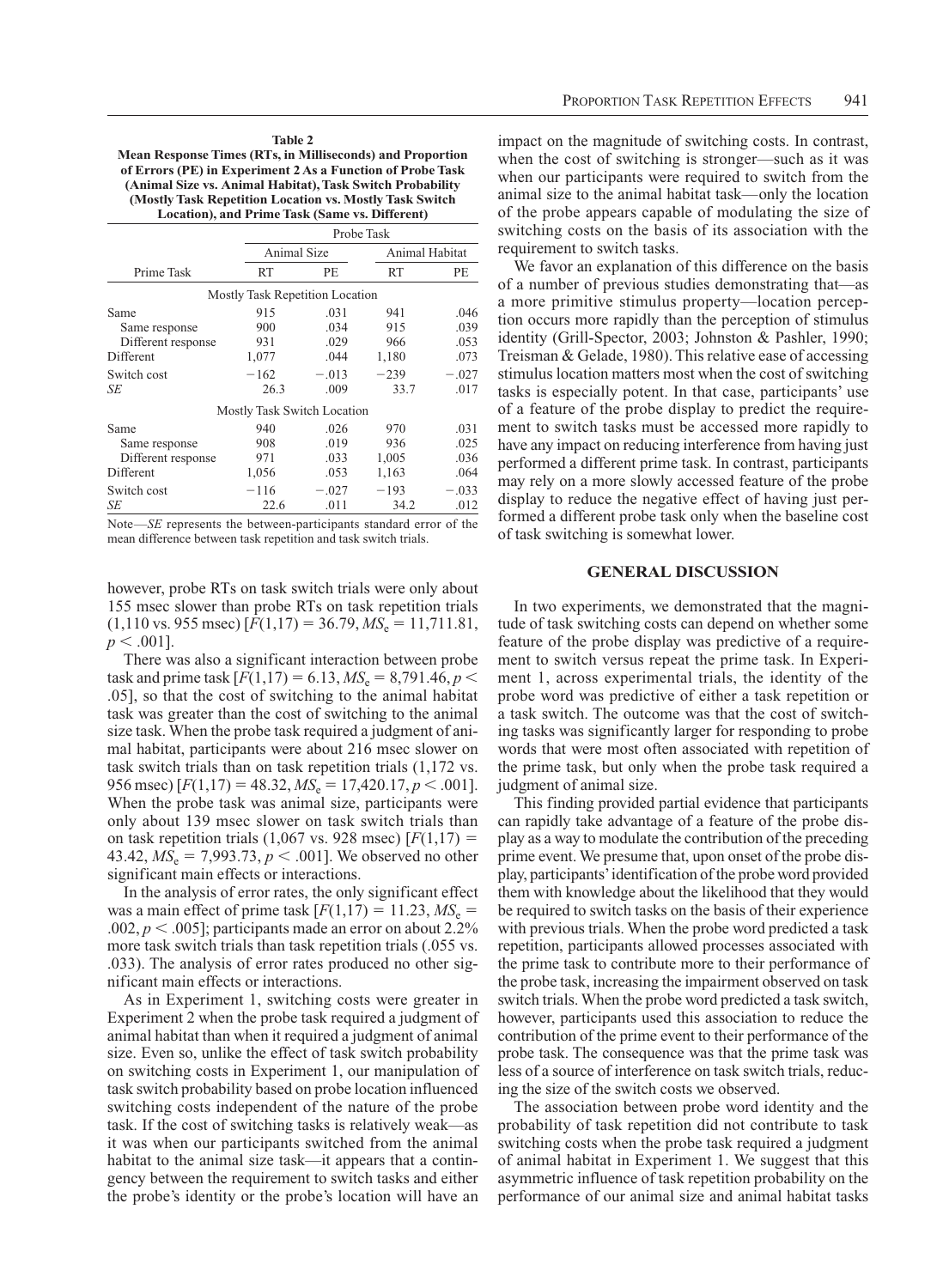**Table 2**
**Mean Response Times (RTs, in Milliseconds) and Proportion of Errors (PE) in Experiment 2 As a Function of Probe Task (Animal Size vs. Animal Habitat), Task Switch Probability (Mostly Task Repetition Location vs. Mostly Task Switch Location), and Prime Task (Same vs. Different)**

| | Probe Task | | | |
|---|---|---|---|---|
| | Animal Size | | Animal Habitat | |
| Prime Task | RT | PE | RT | PE |
| **Mostly Task Repetition Location** | | | | |
| Same | 915 | .031 | 941 | .046 |
| Same response | 900 | .034 | 915 | .039 |
| Different response | 931 | .029 | 966 | .053 |
| Different | 1,077 | .044 | 1,180 | .073 |
| Switch cost | −162 | −.013 | −239 | −.027 |
| *SE* | 26.3 | .009 | 33.7 | .017 |
| **Mostly Task Switch Location** | | | | |
| Same | 940 | .026 | 970 | .031 |
| Same response | 908 | .019 | 936 | .025 |
| Different response | 971 | .033 | 1,005 | .036 |
| Different | 1,056 | .053 | 1,163 | .064 |
| Switch cost | −116 | −.027 | −193 | −.033 |
| *SE* | 22.6 | .011 | 34.2 | .012 |

Note—*SE* represents the between-participants standard error of the mean difference between task repetition and task switch trials.

however, probe RTs on task switch trials were only about 155 msec slower than probe RTs on task repetition trials (1,110 vs. 955 msec) [$F(1,17) = 36.79$, $MS_e = 11{,}711.81$, $p < .001$].

There was also a significant interaction between probe task and prime task [$F(1,17) = 6.13$, $MS_e = 8{,}791.46$, $p < .05$], so that the cost of switching to the animal habitat task was greater than the cost of switching to the animal size task. When the probe task required a judgment of animal habitat, participants were about 216 msec slower on task switch trials than on task repetition trials (1,172 vs. 956 msec) [$F(1,17) = 48.32$, $MS_e = 17{,}420.17$, $p < .001$]. When the probe task was animal size, participants were only about 139 msec slower on task switch trials than on task repetition trials (1,067 vs. 928 msec) [$F(1,17) = 43.42$, $MS_e = 7{,}993.73$, $p < .001$]. We observed no other significant main effects or interactions.

In the analysis of error rates, the only significant effect was a main effect of prime task [$F(1,17) = 11.23$, $MS_e = .002$, $p < .005$]; participants made an error on about 2.2% more task switch trials than task repetition trials (.055 vs. .033). The analysis of error rates produced no other significant main effects or interactions.

As in Experiment 1, switching costs were greater in Experiment 2 when the probe task required a judgment of animal habitat than when it required a judgment of animal size. Even so, unlike the effect of task switch probability on switching costs in Experiment 1, our manipulation of task switch probability based on probe location influenced switching costs independent of the nature of the probe task. If the cost of switching tasks is relatively weak—as it was when our participants switched from the animal habitat to the animal size task—it appears that a contingency between the requirement to switch tasks and either the probe's identity or the probe's location will have an impact on the magnitude of switching costs. In contrast, when the cost of switching is stronger—such as it was when our participants were required to switch from the animal size to the animal habitat task—only the location of the probe appears capable of modulating the size of switching costs on the basis of its association with the requirement to switch tasks.

We favor an explanation of this difference on the basis of a number of previous studies demonstrating that—as a more primitive stimulus property—location perception occurs more rapidly than the perception of stimulus identity (Grill-Spector, 2003; Johnston & Pashler, 1990; Treisman & Gelade, 1980). This relative ease of accessing stimulus location matters most when the cost of switching tasks is especially potent. In that case, participants' use of a feature of the probe display to predict the requirement to switch tasks must be accessed more rapidly to have any impact on reducing interference from having just performed a different prime task. In contrast, participants may rely on a more slowly accessed feature of the probe display to reduce the negative effect of having just performed a different probe task only when the baseline cost of task switching is somewhat lower.

## GENERAL DISCUSSION

In two experiments, we demonstrated that the magnitude of task switching costs can depend on whether some feature of the probe display was predictive of a requirement to switch versus repeat the prime task. In Experiment 1, across experimental trials, the identity of the probe word was predictive of either a task repetition or a task switch. The outcome was that the cost of switching tasks was significantly larger for responding to probe words that were most often associated with repetition of the prime task, but only when the probe task required a judgment of animal size.

This finding provided partial evidence that participants can rapidly take advantage of a feature of the probe display as a way to modulate the contribution of the preceding prime event. We presume that, upon onset of the probe display, participants' identification of the probe word provided them with knowledge about the likelihood that they would be required to switch tasks on the basis of their experience with previous trials. When the probe word predicted a task repetition, participants allowed processes associated with the prime task to contribute more to their performance of the probe task, increasing the impairment observed on task switch trials. When the probe word predicted a task switch, however, participants used this association to reduce the contribution of the prime event to their performance of the probe task. The consequence was that the prime task was less of a source of interference on task switch trials, reducing the size of the switch costs we observed.

The association between probe word identity and the probability of task repetition did not contribute to task switching costs when the probe task required a judgment of animal habitat in Experiment 1. We suggest that this asymmetric influence of task repetition probability on the performance of our animal size and animal habitat tasks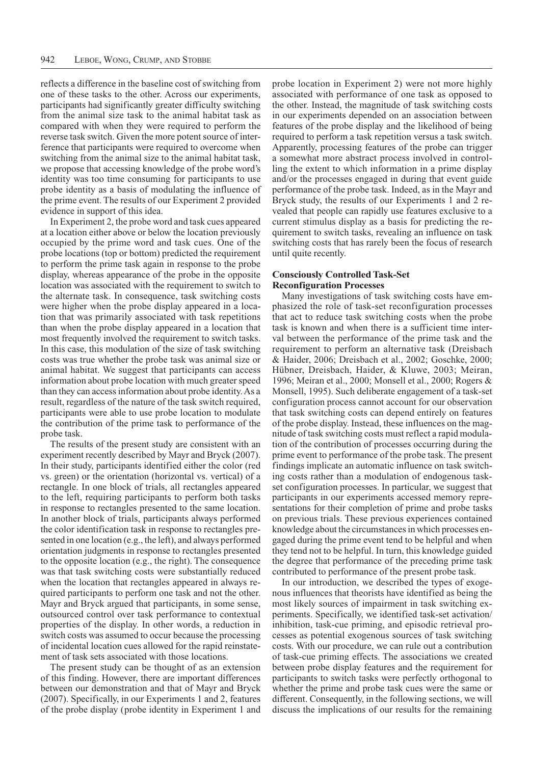reflects a difference in the baseline cost of switching from one of these tasks to the other. Across our experiments, participants had significantly greater difficulty switching from the animal size task to the animal habitat task as compared with when they were required to perform the reverse task switch. Given the more potent source of interference that participants were required to overcome when switching from the animal size to the animal habitat task, we propose that accessing knowledge of the probe word's identity was too time consuming for participants to use probe identity as a basis of modulating the influence of the prime event. The results of our Experiment 2 provided evidence in support of this idea.

In Experiment 2, the probe word and task cues appeared at a location either above or below the location previously occupied by the prime word and task cues. One of the probe locations (top or bottom) predicted the requirement to perform the prime task again in response to the probe display, whereas appearance of the probe in the opposite location was associated with the requirement to switch to the alternate task. In consequence, task switching costs were higher when the probe display appeared in a location that was primarily associated with task repetitions than when the probe display appeared in a location that most frequently involved the requirement to switch tasks. In this case, this modulation of the size of task switching costs was true whether the probe task was animal size or animal habitat. We suggest that participants can access information about probe location with much greater speed than they can access information about probe identity. As a result, regardless of the nature of the task switch required, participants were able to use probe location to modulate the contribution of the prime task to performance of the probe task.

The results of the present study are consistent with an experiment recently described by Mayr and Bryck (2007). In their study, participants identified either the color (red vs. green) or the orientation (horizontal vs. vertical) of a rectangle. In one block of trials, all rectangles appeared to the left, requiring participants to perform both tasks in response to rectangles presented to the same location. In another block of trials, participants always performed the color identification task in response to rectangles presented in one location (e.g., the left), and always performed orientation judgments in response to rectangles presented to the opposite location (e.g., the right). The consequence was that task switching costs were substantially reduced when the location that rectangles appeared in always required participants to perform one task and not the other. Mayr and Bryck argued that participants, in some sense, outsourced control over task performance to contextual properties of the display. In other words, a reduction in switch costs was assumed to occur because the processing of incidental location cues allowed for the rapid reinstatement of task sets associated with those locations.

The present study can be thought of as an extension of this finding. However, there are important differences between our demonstration and that of Mayr and Bryck (2007). Specifically, in our Experiments 1 and 2, features of the probe display (probe identity in Experiment 1 and probe location in Experiment 2) were not more highly associated with performance of one task as opposed to the other. Instead, the magnitude of task switching costs in our experiments depended on an association between features of the probe display and the likelihood of being required to perform a task repetition versus a task switch. Apparently, processing features of the probe can trigger a somewhat more abstract process involved in controlling the extent to which information in a prime display and/or the processes engaged in during that event guide performance of the probe task. Indeed, as in the Mayr and Bryck study, the results of our Experiments 1 and 2 revealed that people can rapidly use features exclusive to a current stimulus display as a basis for predicting the requirement to switch tasks, revealing an influence on task switching costs that has rarely been the focus of research until quite recently.

### Consciously Controlled Task-Set Reconfiguration Processes

Many investigations of task switching costs have emphasized the role of task-set reconfiguration processes that act to reduce task switching costs when the probe task is known and when there is a sufficient time interval between the performance of the prime task and the requirement to perform an alternative task (Dreisbach & Haider, 2006; Dreisbach et al., 2002; Goschke, 2000; Hübner, Dreisbach, Haider, & Kluwe, 2003; Meiran, 1996; Meiran et al., 2000; Monsell et al., 2000; Rogers & Monsell, 1995). Such deliberate engagement of a task-set configuration process cannot account for our observation that task switching costs can depend entirely on features of the probe display. Instead, these influences on the magnitude of task switching costs must reflect a rapid modulation of the contribution of processes occurring during the prime event to performance of the probe task. The present findings implicate an automatic influence on task switching costs rather than a modulation of endogenous task-set configuration processes. In particular, we suggest that participants in our experiments accessed memory representations for their completion of prime and probe tasks on previous trials. These previous experiences contained knowledge about the circumstances in which processes engaged during the prime event tend to be helpful and when they tend not to be helpful. In turn, this knowledge guided the degree that performance of the preceding prime task contributed to performance of the present probe task.

In our introduction, we described the types of exogenous influences that theorists have identified as being the most likely sources of impairment in task switching experiments. Specifically, we identified task-set activation/inhibition, task-cue priming, and episodic retrieval processes as potential exogenous sources of task switching costs. With our procedure, we can rule out a contribution of task-cue priming effects. The associations we created between probe display features and the requirement for participants to switch tasks were perfectly orthogonal to whether the prime and probe task cues were the same or different. Consequently, in the following sections, we will discuss the implications of our results for the remaining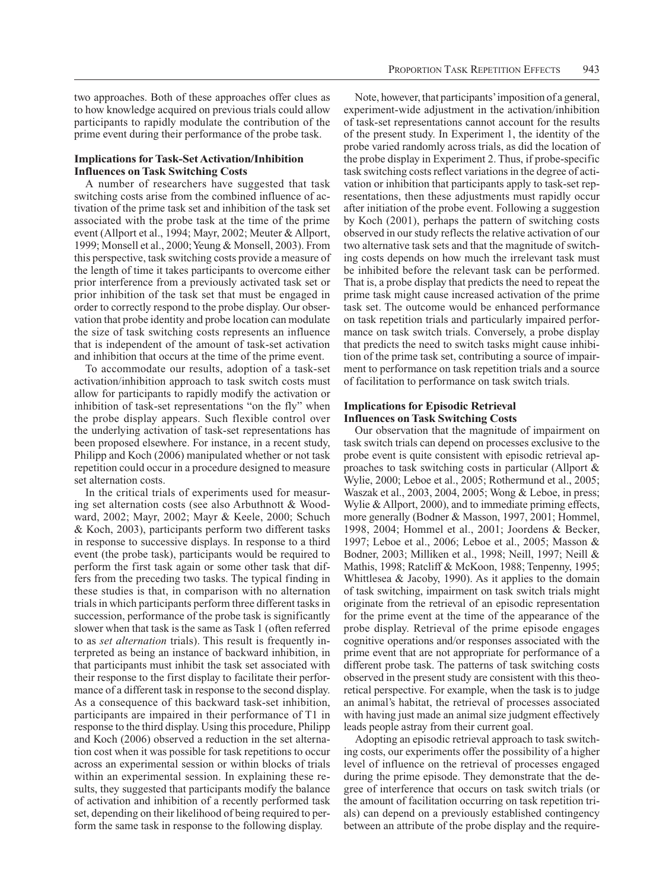two approaches. Both of these approaches offer clues as to how knowledge acquired on previous trials could allow participants to rapidly modulate the contribution of the prime event during their performance of the probe task.

### Implications for Task-Set Activation/Inhibition Influences on Task Switching Costs

A number of researchers have suggested that task switching costs arise from the combined influence of activation of the prime task set and inhibition of the task set associated with the probe task at the time of the prime event (Allport et al., 1994; Mayr, 2002; Meuter & Allport, 1999; Monsell et al., 2000; Yeung & Monsell, 2003). From this perspective, task switching costs provide a measure of the length of time it takes participants to overcome either prior interference from a previously activated task set or prior inhibition of the task set that must be engaged in order to correctly respond to the probe display. Our observation that probe identity and probe location can modulate the size of task switching costs represents an influence that is independent of the amount of task-set activation and inhibition that occurs at the time of the prime event.

To accommodate our results, adoption of a task-set activation/inhibition approach to task switch costs must allow for participants to rapidly modify the activation or inhibition of task-set representations "on the fly" when the probe display appears. Such flexible control over the underlying activation of task-set representations has been proposed elsewhere. For instance, in a recent study, Philipp and Koch (2006) manipulated whether or not task repetition could occur in a procedure designed to measure set alternation costs.

In the critical trials of experiments used for measuring set alternation costs (see also Arbuthnott & Woodward, 2002; Mayr, 2002; Mayr & Keele, 2000; Schuch & Koch, 2003), participants perform two different tasks in response to successive displays. In response to a third event (the probe task), participants would be required to perform the first task again or some other task that differs from the preceding two tasks. The typical finding in these studies is that, in comparison with no alternation trials in which participants perform three different tasks in succession, performance of the probe task is significantly slower when that task is the same as Task 1 (often referred to as *set alternation* trials). This result is frequently interpreted as being an instance of backward inhibition, in that participants must inhibit the task set associated with their response to the first display to facilitate their performance of a different task in response to the second display. As a consequence of this backward task-set inhibition, participants are impaired in their performance of T1 in response to the third display. Using this procedure, Philipp and Koch (2006) observed a reduction in the set alternation cost when it was possible for task repetitions to occur across an experimental session or within blocks of trials within an experimental session. In explaining these results, they suggested that participants modify the balance of activation and inhibition of a recently performed task set, depending on their likelihood of being required to perform the same task in response to the following display.

Note, however, that participants' imposition of a general, experiment-wide adjustment in the activation/inhibition of task-set representations cannot account for the results of the present study. In Experiment 1, the identity of the probe varied randomly across trials, as did the location of the probe display in Experiment 2. Thus, if probe-specific task switching costs reflect variations in the degree of activation or inhibition that participants apply to task-set representations, then these adjustments must rapidly occur after initiation of the probe event. Following a suggestion by Koch (2001), perhaps the pattern of switching costs observed in our study reflects the relative activation of our two alternative task sets and that the magnitude of switching costs depends on how much the irrelevant task must be inhibited before the relevant task can be performed. That is, a probe display that predicts the need to repeat the prime task might cause increased activation of the prime task set. The outcome would be enhanced performance on task repetition trials and particularly impaired performance on task switch trials. Conversely, a probe display that predicts the need to switch tasks might cause inhibition of the prime task set, contributing a source of impairment to performance on task repetition trials and a source of facilitation to performance on task switch trials.

### Implications for Episodic Retrieval Influences on Task Switching Costs

Our observation that the magnitude of impairment on task switch trials can depend on processes exclusive to the probe event is quite consistent with episodic retrieval approaches to task switching costs in particular (Allport & Wylie, 2000; Leboe et al., 2005; Rothermund et al., 2005; Waszak et al., 2003, 2004, 2005; Wong & Leboe, in press; Wylie & Allport, 2000), and to immediate priming effects, more generally (Bodner & Masson, 1997, 2001; Hommel, 1998, 2004; Hommel et al., 2001; Joordens & Becker, 1997; Leboe et al., 2006; Leboe et al., 2005; Masson & Bodner, 2003; Milliken et al., 1998; Neill, 1997; Neill & Mathis, 1998; Ratcliff & McKoon, 1988; Tenpenny, 1995; Whittlesea & Jacoby, 1990). As it applies to the domain of task switching, impairment on task switch trials might originate from the retrieval of an episodic representation for the prime event at the time of the appearance of the probe display. Retrieval of the prime episode engages cognitive operations and/or responses associated with the prime event that are not appropriate for performance of a different probe task. The patterns of task switching costs observed in the present study are consistent with this theoretical perspective. For example, when the task is to judge an animal's habitat, the retrieval of processes associated with having just made an animal size judgment effectively leads people astray from their current goal.

Adopting an episodic retrieval approach to task switching costs, our experiments offer the possibility of a higher level of influence on the retrieval of processes engaged during the prime episode. They demonstrate that the degree of interference that occurs on task switch trials (or the amount of facilitation occurring on task repetition trials) can depend on a previously established contingency between an attribute of the probe display and the require-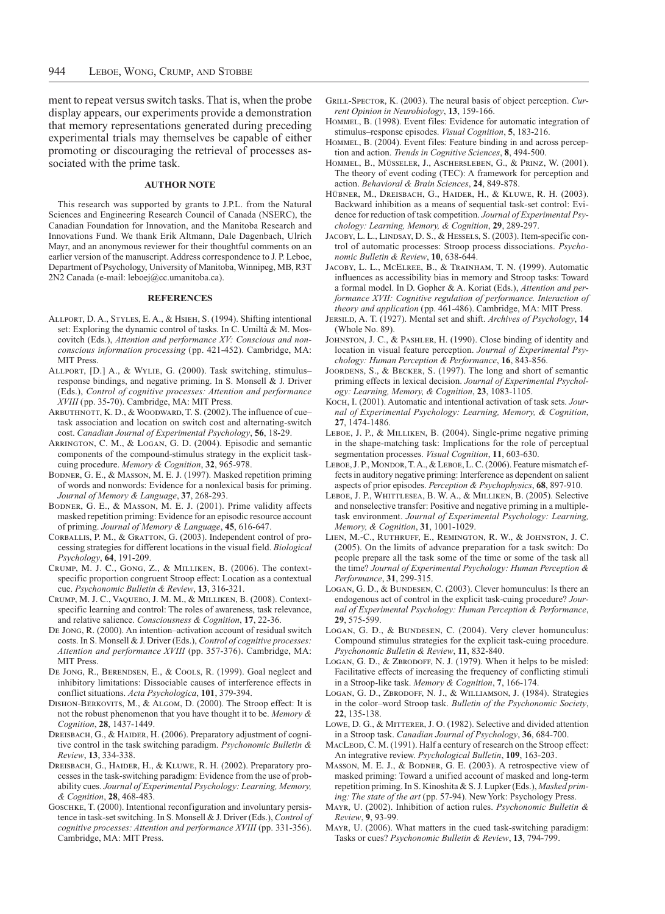ment to repeat versus switch tasks. That is, when the probe display appears, our experiments provide a demonstration that memory representations generated during preceding experimental trials may themselves be capable of either promoting or discouraging the retrieval of processes associated with the prime task.

## AUTHOR NOTE

This research was supported by grants to J.P.L. from the Natural Sciences and Engineering Research Council of Canada (NSERC), the Canadian Foundation for Innovation, and the Manitoba Research and Innovations Fund. We thank Erik Altmann, Dale Dagenbach, Ulrich Mayr, and an anonymous reviewer for their thoughtful comments on an earlier version of the manuscript. Address correspondence to J. P. Leboe, Department of Psychology, University of Manitoba, Winnipeg, MB, R3T 2N2 Canada (e-mail: leboej@cc.umanitoba.ca).

## REFERENCES

Allport, D. A., Styles, E. A., & Hsieh, S. (1994). Shifting intentional set: Exploring the dynamic control of tasks. In C. Umiltà & M. Moscovitch (Eds.), *Attention and performance XV: Conscious and nonconscious information processing* (pp. 421-452). Cambridge, MA: MIT Press.

Allport, [D.] A., & Wylie, G. (2000). Task switching, stimulus–response bindings, and negative priming. In S. Monsell & J. Driver (Eds.), *Control of cognitive processes: Attention and performance XVIII* (pp. 35-70). Cambridge, MA: MIT Press.

Arbuthnott, K. D., & Woodward, T. S. (2002). The influence of cue–task association and location on switch cost and alternating-switch cost. *Canadian Journal of Experimental Psychology*, **56**, 18-29.

Arrington, C. M., & Logan, G. D. (2004). Episodic and semantic components of the compound-stimulus strategy in the explicit task-cuing procedure. *Memory & Cognition*, **32**, 965-978.

Bodner, G. E., & Masson, M. E. J. (1997). Masked repetition priming of words and nonwords: Evidence for a nonlexical basis for priming. *Journal of Memory & Language*, **37**, 268-293.

Bodner, G. E., & Masson, M. E. J. (2001). Prime validity affects masked repetition priming: Evidence for an episodic resource account of priming. *Journal of Memory & Language*, **45**, 616-647.

Corballis, P. M., & Gratton, G. (2003). Independent control of processing strategies for different locations in the visual field. *Biological Psychology*, **64**, 191-209.

Crump, M. J. C., Gong, Z., & Milliken, B. (2006). The context-specific proportion congruent Stroop effect: Location as a contextual cue. *Psychonomic Bulletin & Review*, **13**, 316-321.

Crump, M. J. C., Vaquero, J. M. M., & Milliken, B. (2008). Context-specific learning and control: The roles of awareness, task relevance, and relative salience. *Consciousness & Cognition*, **17**, 22-36.

De Jong, R. (2000). An intention–activation account of residual switch costs. In S. Monsell & J. Driver (Eds.), *Control of cognitive processes: Attention and performance XVIII* (pp. 357-376). Cambridge, MA: MIT Press.

De Jong, R., Berendsen, E., & Cools, R. (1999). Goal neglect and inhibitory limitations: Dissociable causes of interference effects in conflict situations. *Acta Psychologica*, **101**, 379-394.

Dishon-Berkovits, M., & Algom, D. (2000). The Stroop effect: It is not the robust phenomenon that you have thought it to be. *Memory & Cognition*, **28**, 1437-1449.

Dreisbach, G., & Haider, H. (2006). Preparatory adjustment of cognitive control in the task switching paradigm. *Psychonomic Bulletin & Review*, **13**, 334-338.

Dreisbach, G., Haider, H., & Kluwe, R. H. (2002). Preparatory processes in the task-switching paradigm: Evidence from the use of probability cues. *Journal of Experimental Psychology: Learning, Memory, & Cognition*, **28**, 468-483.

Goschke, T. (2000). Intentional reconfiguration and involuntary persistence in task-set switching. In S. Monsell & J. Driver (Eds.), *Control of cognitive processes: Attention and performance XVIII* (pp. 331-356). Cambridge, MA: MIT Press.

Grill-Spector, K. (2003). The neural basis of object perception. *Current Opinion in Neurobiology*, **13**, 159-166.

Hommel, B. (1998). Event files: Evidence for automatic integration of stimulus–response episodes. *Visual Cognition*, **5**, 183-216.

Hommel, B. (2004). Event files: Feature binding in and across perception and action. *Trends in Cognitive Sciences*, **8**, 494-500.

Hommel, B., Müsseler, J., Aschersleben, G., & Prinz, W. (2001). The theory of event coding (TEC): A framework for perception and action. *Behavioral & Brain Sciences*, **24**, 849-878.

Hübner, M., Dreisbach, G., Haider, H., & Kluwe, R. H. (2003). Backward inhibition as a means of sequential task-set control: Evidence for reduction of task competition. *Journal of Experimental Psychology: Learning, Memory, & Cognition*, **29**, 289-297.

Jacoby, L. L., Lindsay, D. S., & Hessels, S. (2003). Item-specific control of automatic processes: Stroop process dissociations. *Psychonomic Bulletin & Review*, **10**, 638-644.

Jacoby, L. L., McElree, B., & Trainham, T. N. (1999). Automatic influences as accessibility bias in memory and Stroop tasks: Toward a formal model. In D. Gopher & A. Koriat (Eds.), *Attention and performance XVII: Cognitive regulation of performance. Interaction of theory and application* (pp. 461-486). Cambridge, MA: MIT Press.

Jersild, A. T. (1927). Mental set and shift. *Archives of Psychology*, **14** (Whole No. 89).

Johnston, J. C., & Pashler, H. (1990). Close binding of identity and location in visual feature perception. *Journal of Experimental Psychology: Human Perception & Performance*, **16**, 843-856.

Joordens, S., & Becker, S. (1997). The long and short of semantic priming effects in lexical decision. *Journal of Experimental Psychology: Learning, Memory, & Cognition*, **23**, 1083-1105.

Koch, I. (2001). Automatic and intentional activation of task sets. *Journal of Experimental Psychology: Learning, Memory, & Cognition*, **27**, 1474-1486.

Leboe, J. P., & Milliken, B. (2004). Single-prime negative priming in the shape-matching task: Implications for the role of perceptual segmentation processes. *Visual Cognition*, **11**, 603-630.

Leboe, J. P., Mondor, T. A., & Leboe, L. C. (2006). Feature mismatch effects in auditory negative priming: Interference as dependent on salient aspects of prior episodes. *Perception & Psychophysics*, **68**, 897-910.

Leboe, J. P., Whittlesea, B. W. A., & Milliken, B. (2005). Selective and nonselective transfer: Positive and negative priming in a multiple-task environment. *Journal of Experimental Psychology: Learning, Memory, & Cognition*, **31**, 1001-1029.

Lien, M.-C., Ruthruff, E., Remington, R. W., & Johnston, J. C. (2005). On the limits of advance preparation for a task switch: Do people prepare all the task some of the time or some of the task all the time? *Journal of Experimental Psychology: Human Perception & Performance*, **31**, 299-315.

Logan, G. D., & Bundesen, C. (2003). Clever homunculus: Is there an endogenous act of control in the explicit task-cuing procedure? *Journal of Experimental Psychology: Human Perception & Performance*, **29**, 575-599.

Logan, G. D., & Bundesen, C. (2004). Very clever homunculus: Compound stimulus strategies for the explicit task-cuing procedure. *Psychonomic Bulletin & Review*, **11**, 832-840.

Logan, G. D., & Zbrodoff, N. J. (1979). When it helps to be misled: Facilitative effects of increasing the frequency of conflicting stimuli in a Stroop-like task. *Memory & Cognition*, **7**, 166-174.

Logan, G. D., Zbrodoff, N. J., & Williamson, J. (1984). Strategies in the color–word Stroop task. *Bulletin of the Psychonomic Society*, **22**, 135-138.

Lowe, D. G., & Mitterer, J. O. (1982). Selective and divided attention in a Stroop task. *Canadian Journal of Psychology*, **36**, 684-700.

MacLeod, C. M. (1991). Half a century of research on the Stroop effect: An integrative review. *Psychological Bulletin*, **109**, 163-203.

Masson, M. E. J., & Bodner, G. E. (2003). A retrospective view of masked priming: Toward a unified account of masked and long-term repetition priming. In S. Kinoshita & S. J. Lupker (Eds.), *Masked priming: The state of the art* (pp. 57-94). New York: Psychology Press.

Mayr, U. (2002). Inhibition of action rules. *Psychonomic Bulletin & Review*, **9**, 93-99.

Mayr, U. (2006). What matters in the cued task-switching paradigm: Tasks or cues? *Psychonomic Bulletin & Review*, **13**, 794-799.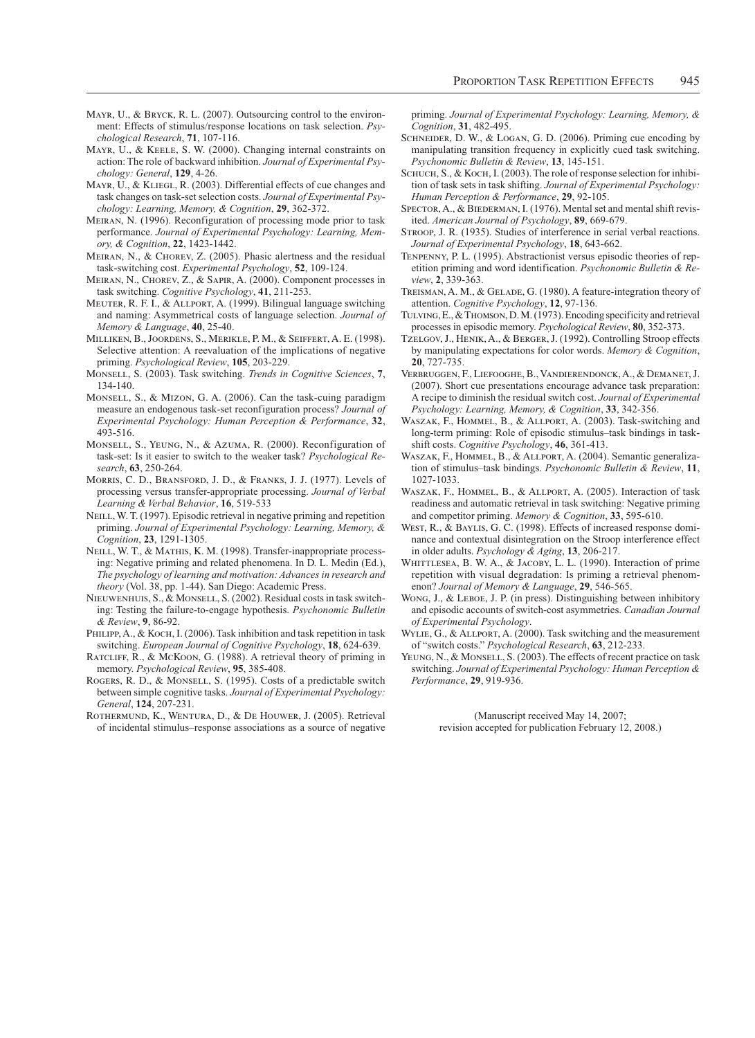Mayr, U., & Bryck, R. L. (2007). Outsourcing control to the environment: Effects of stimulus/response locations on task selection. *Psychological Research*, **71**, 107-116.

Mayr, U., & Keele, S. W. (2000). Changing internal constraints on action: The role of backward inhibition. *Journal of Experimental Psychology: General*, **129**, 4-26.

Mayr, U., & Kliegl, R. (2003). Differential effects of cue changes and task changes on task-set selection costs. *Journal of Experimental Psychology: Learning, Memory, & Cognition*, **29**, 362-372.

Meiran, N. (1996). Reconfiguration of processing mode prior to task performance. *Journal of Experimental Psychology: Learning, Memory, & Cognition*, **22**, 1423-1442.

Meiran, N., & Chorev, Z. (2005). Phasic alertness and the residual task-switching cost. *Experimental Psychology*, **52**, 109-124.

Meiran, N., Chorev, Z., & Sapir, A. (2000). Component processes in task switching. *Cognitive Psychology*, **41**, 211-253.

Meuter, R. F. I., & Allport, A. (1999). Bilingual language switching and naming: Asymmetrical costs of language selection. *Journal of Memory & Language*, **40**, 25-40.

Milliken, B., Joordens, S., Merikle, P. M., & Seiffert, A. E. (1998). Selective attention: A reevaluation of the implications of negative priming. *Psychological Review*, **105**, 203-229.

Monsell, S. (2003). Task switching. *Trends in Cognitive Sciences*, **7**, 134-140.

Monsell, S., & Mizon, G. A. (2006). Can the task-cuing paradigm measure an endogenous task-set reconfiguration process? *Journal of Experimental Psychology: Human Perception & Performance*, **32**, 493-516.

Monsell, S., Yeung, N., & Azuma, R. (2000). Reconfiguration of task-set: Is it easier to switch to the weaker task? *Psychological Research*, **63**, 250-264.

Morris, C. D., Bransford, J. D., & Franks, J. J. (1977). Levels of processing versus transfer-appropriate processing. *Journal of Verbal Learning & Verbal Behavior*, **16**, 519-533

Neill, W. T. (1997). Episodic retrieval in negative priming and repetition priming. *Journal of Experimental Psychology: Learning, Memory, & Cognition*, **23**, 1291-1305.

Neill, W. T., & Mathis, K. M. (1998). Transfer-inappropriate processing: Negative priming and related phenomena. In D. L. Medin (Ed.), *The psychology of learning and motivation: Advances in research and theory* (Vol. 38, pp. 1-44). San Diego: Academic Press.

Nieuwenhuis, S., & Monsell, S. (2002). Residual costs in task switching: Testing the failure-to-engage hypothesis. *Psychonomic Bulletin & Review*, **9**, 86-92.

Philipp, A., & Koch, I. (2006). Task inhibition and task repetition in task switching. *European Journal of Cognitive Psychology*, **18**, 624-639.

Ratcliff, R., & McKoon, G. (1988). A retrieval theory of priming in memory. *Psychological Review*, **95**, 385-408.

Rogers, R. D., & Monsell, S. (1995). Costs of a predictable switch between simple cognitive tasks. *Journal of Experimental Psychology: General*, **124**, 207-231.

Rothermund, K., Wentura, D., & De Houwer, J. (2005). Retrieval of incidental stimulus–response associations as a source of negative priming. *Journal of Experimental Psychology: Learning, Memory, & Cognition*, **31**, 482-495.

Schneider, D. W., & Logan, G. D. (2006). Priming cue encoding by manipulating transition frequency in explicitly cued task switching. *Psychonomic Bulletin & Review*, **13**, 145-151.

Schuch, S., & Koch, I. (2003). The role of response selection for inhibition of task sets in task shifting. *Journal of Experimental Psychology: Human Perception & Performance*, **29**, 92-105.

Spector, A., & Biederman, I. (1976). Mental set and mental shift revisited. *American Journal of Psychology*, **89**, 669-679.

Stroop, J. R. (1935). Studies of interference in serial verbal reactions. *Journal of Experimental Psychology*, **18**, 643-662.

Tenpenny, P. L. (1995). Abstractionist versus episodic theories of repetition priming and word identification. *Psychonomic Bulletin & Review*, **2**, 339-363.

Treisman, A. M., & Gelade, G. (1980). A feature-integration theory of attention. *Cognitive Psychology*, **12**, 97-136.

Tulving, E., & Thomson, D. M. (1973). Encoding specificity and retrieval processes in episodic memory. *Psychological Review*, **80**, 352-373.

Tzelgov, J., Henik, A., & Berger, J. (1992). Controlling Stroop effects by manipulating expectations for color words. *Memory & Cognition*, **20**, 727-735.

Verbruggen, F., Liefooghe, B., Vandierendonck, A., & Demanet, J. (2007). Short cue presentations encourage advance task preparation: A recipe to diminish the residual switch cost. *Journal of Experimental Psychology: Learning, Memory, & Cognition*, **33**, 342-356.

Waszak, F., Hommel, B., & Allport, A. (2003). Task-switching and long-term priming: Role of episodic stimulus–task bindings in task-shift costs. *Cognitive Psychology*, **46**, 361-413.

Waszak, F., Hommel, B., & Allport, A. (2004). Semantic generalization of stimulus–task bindings. *Psychonomic Bulletin & Review*, **11**, 1027-1033.

Waszak, F., Hommel, B., & Allport, A. (2005). Interaction of task readiness and automatic retrieval in task switching: Negative priming and competitor priming. *Memory & Cognition*, **33**, 595-610.

West, R., & Baylis, G. C. (1998). Effects of increased response dominance and contextual disintegration on the Stroop interference effect in older adults. *Psychology & Aging*, **13**, 206-217.

Whittlesea, B. W. A., & Jacoby, L. L. (1990). Interaction of prime repetition with visual degradation: Is priming a retrieval phenomenon? *Journal of Memory & Language*, **29**, 546-565.

Wong, J., & Leboe, J. P. (in press). Distinguishing between inhibitory and episodic accounts of switch-cost asymmetries. *Canadian Journal of Experimental Psychology*.

Wylie, G., & Allport, A. (2000). Task switching and the measurement of "switch costs." *Psychological Research*, **63**, 212-233.

Yeung, N., & Monsell, S. (2003). The effects of recent practice on task switching. *Journal of Experimental Psychology: Human Perception & Performance*, **29**, 919-936.

(Manuscript received May 14, 2007;
revision accepted for publication February 12, 2008.)